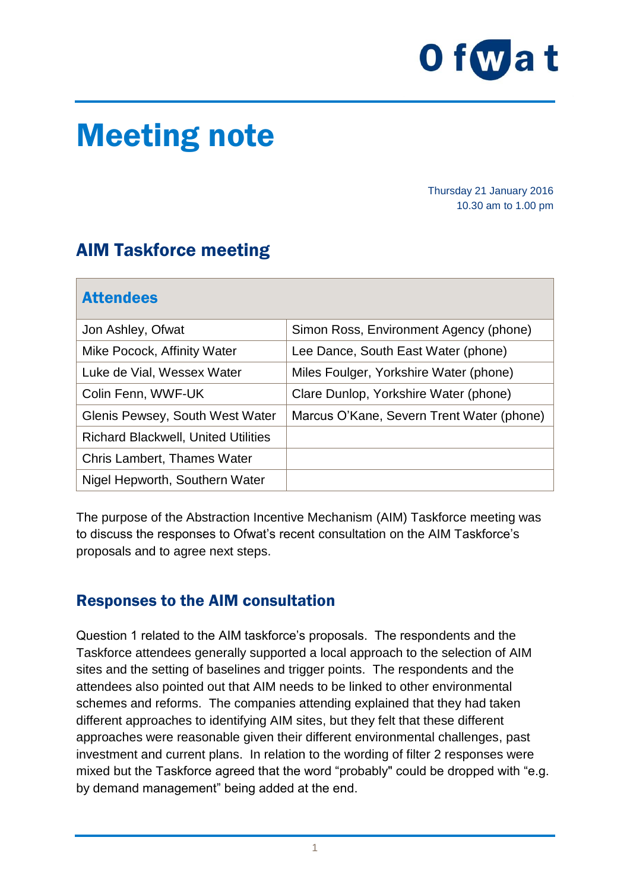# Meeting note

Thursday 21 January 2016
10.30 am to 1.00 pm

## AIM Taskforce meeting

| Attendees | |
|---|---|
| Jon Ashley, Ofwat | Simon Ross, Environment Agency (phone) |
| Mike Pocock, Affinity Water | Lee Dance, South East Water (phone) |
| Luke de Vial, Wessex Water | Miles Foulger, Yorkshire Water (phone) |
| Colin Fenn, WWF-UK | Clare Dunlop, Yorkshire Water (phone) |
| Glenis Pewsey, South West Water | Marcus O'Kane, Severn Trent Water (phone) |
| Richard Blackwell, United Utilities | |
| Chris Lambert, Thames Water | |
| Nigel Hepworth, Southern Water | |

The purpose of the Abstraction Incentive Mechanism (AIM) Taskforce meeting was to discuss the responses to Ofwat's recent consultation on the AIM Taskforce's proposals and to agree next steps.

## Responses to the AIM consultation

Question 1 related to the AIM taskforce's proposals. The respondents and the Taskforce attendees generally supported a local approach to the selection of AIM sites and the setting of baselines and trigger points. The respondents and the attendees also pointed out that AIM needs to be linked to other environmental schemes and reforms. The companies attending explained that they had taken different approaches to identifying AIM sites, but they felt that these different approaches were reasonable given their different environmental challenges, past investment and current plans. In relation to the wording of filter 2 responses were mixed but the Taskforce agreed that the word "probably" could be dropped with "e.g. by demand management" being added at the end.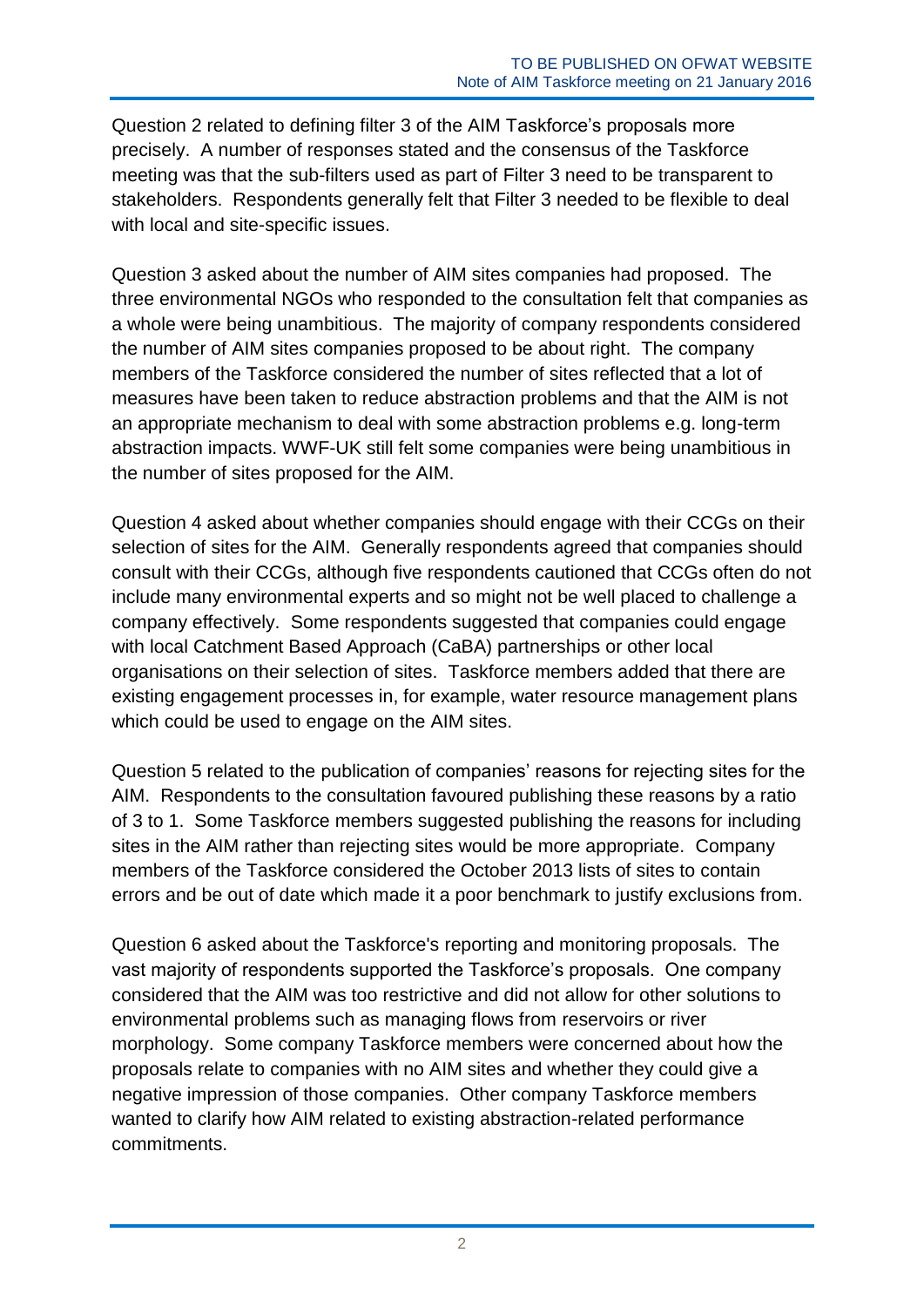Question 2 related to defining filter 3 of the AIM Taskforce's proposals more precisely. A number of responses stated and the consensus of the Taskforce meeting was that the sub-filters used as part of Filter 3 need to be transparent to stakeholders. Respondents generally felt that Filter 3 needed to be flexible to deal with local and site-specific issues.

Question 3 asked about the number of AIM sites companies had proposed. The three environmental NGOs who responded to the consultation felt that companies as a whole were being unambitious. The majority of company respondents considered the number of AIM sites companies proposed to be about right. The company members of the Taskforce considered the number of sites reflected that a lot of measures have been taken to reduce abstraction problems and that the AIM is not an appropriate mechanism to deal with some abstraction problems e.g. long-term abstraction impacts. WWF-UK still felt some companies were being unambitious in the number of sites proposed for the AIM.

Question 4 asked about whether companies should engage with their CCGs on their selection of sites for the AIM. Generally respondents agreed that companies should consult with their CCGs, although five respondents cautioned that CCGs often do not include many environmental experts and so might not be well placed to challenge a company effectively. Some respondents suggested that companies could engage with local Catchment Based Approach (CaBA) partnerships or other local organisations on their selection of sites. Taskforce members added that there are existing engagement processes in, for example, water resource management plans which could be used to engage on the AIM sites.

Question 5 related to the publication of companies' reasons for rejecting sites for the AIM. Respondents to the consultation favoured publishing these reasons by a ratio of 3 to 1. Some Taskforce members suggested publishing the reasons for including sites in the AIM rather than rejecting sites would be more appropriate. Company members of the Taskforce considered the October 2013 lists of sites to contain errors and be out of date which made it a poor benchmark to justify exclusions from.

Question 6 asked about the Taskforce's reporting and monitoring proposals. The vast majority of respondents supported the Taskforce's proposals. One company considered that the AIM was too restrictive and did not allow for other solutions to environmental problems such as managing flows from reservoirs or river morphology. Some company Taskforce members were concerned about how the proposals relate to companies with no AIM sites and whether they could give a negative impression of those companies. Other company Taskforce members wanted to clarify how AIM related to existing abstraction-related performance commitments.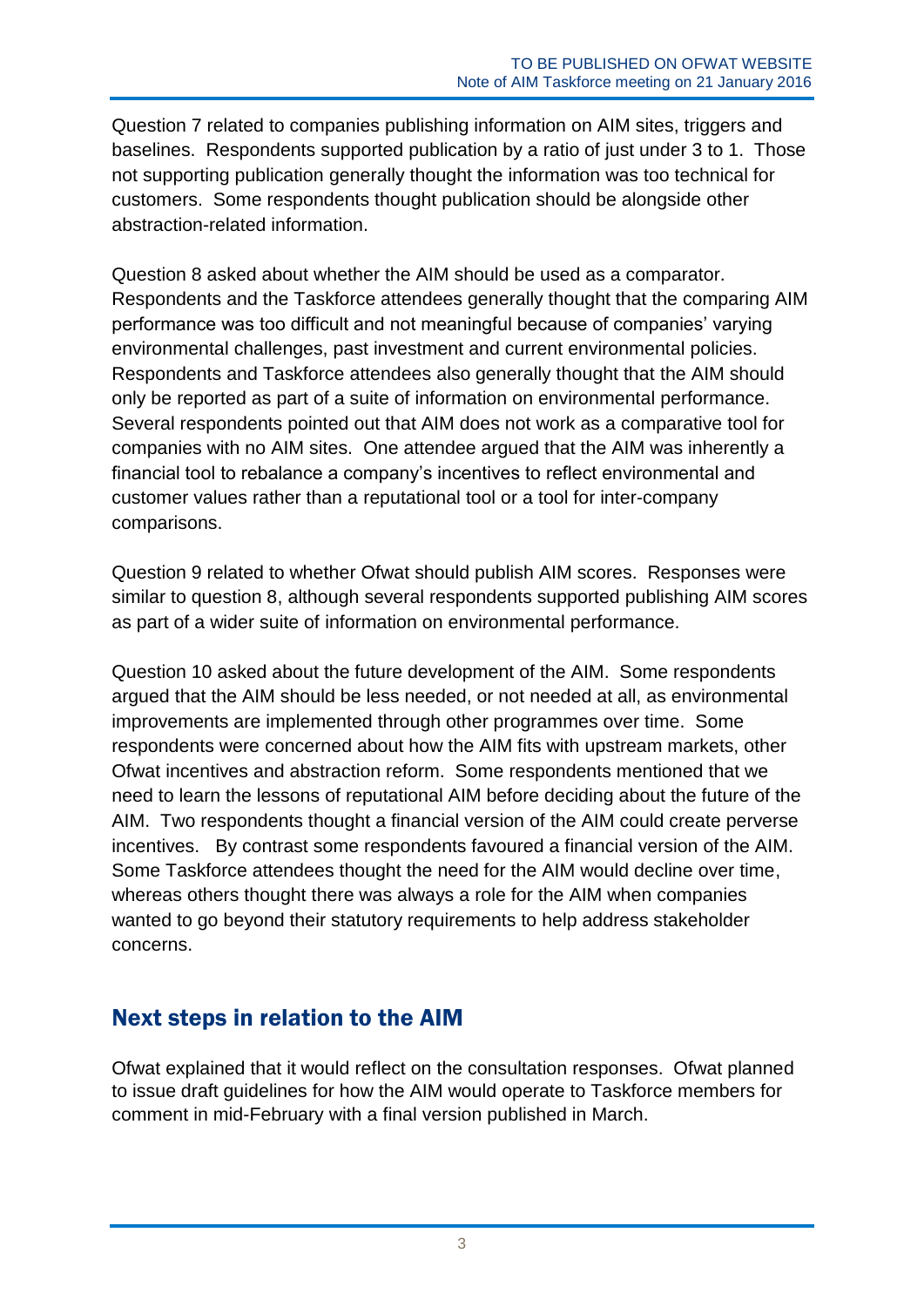Question 7 related to companies publishing information on AIM sites, triggers and baselines. Respondents supported publication by a ratio of just under 3 to 1. Those not supporting publication generally thought the information was too technical for customers. Some respondents thought publication should be alongside other abstraction-related information.

Question 8 asked about whether the AIM should be used as a comparator. Respondents and the Taskforce attendees generally thought that the comparing AIM performance was too difficult and not meaningful because of companies' varying environmental challenges, past investment and current environmental policies. Respondents and Taskforce attendees also generally thought that the AIM should only be reported as part of a suite of information on environmental performance. Several respondents pointed out that AIM does not work as a comparative tool for companies with no AIM sites. One attendee argued that the AIM was inherently a financial tool to rebalance a company's incentives to reflect environmental and customer values rather than a reputational tool or a tool for inter-company comparisons.

Question 9 related to whether Ofwat should publish AIM scores. Responses were similar to question 8, although several respondents supported publishing AIM scores as part of a wider suite of information on environmental performance.

Question 10 asked about the future development of the AIM. Some respondents argued that the AIM should be less needed, or not needed at all, as environmental improvements are implemented through other programmes over time. Some respondents were concerned about how the AIM fits with upstream markets, other Ofwat incentives and abstraction reform. Some respondents mentioned that we need to learn the lessons of reputational AIM before deciding about the future of the AIM. Two respondents thought a financial version of the AIM could create perverse incentives. By contrast some respondents favoured a financial version of the AIM. Some Taskforce attendees thought the need for the AIM would decline over time, whereas others thought there was always a role for the AIM when companies wanted to go beyond their statutory requirements to help address stakeholder concerns.

## Next steps in relation to the AIM

Ofwat explained that it would reflect on the consultation responses. Ofwat planned to issue draft guidelines for how the AIM would operate to Taskforce members for comment in mid-February with a final version published in March.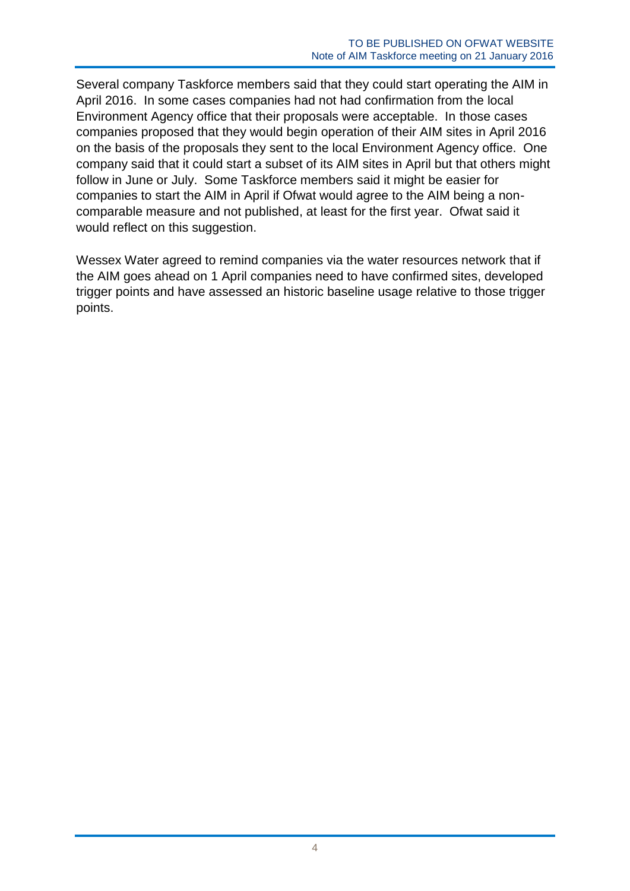Several company Taskforce members said that they could start operating the AIM in April 2016. In some cases companies had not had confirmation from the local Environment Agency office that their proposals were acceptable. In those cases companies proposed that they would begin operation of their AIM sites in April 2016 on the basis of the proposals they sent to the local Environment Agency office. One company said that it could start a subset of its AIM sites in April but that others might follow in June or July. Some Taskforce members said it might be easier for companies to start the AIM in April if Ofwat would agree to the AIM being a non-comparable measure and not published, at least for the first year. Ofwat said it would reflect on this suggestion.

Wessex Water agreed to remind companies via the water resources network that if the AIM goes ahead on 1 April companies need to have confirmed sites, developed trigger points and have assessed an historic baseline usage relative to those trigger points.